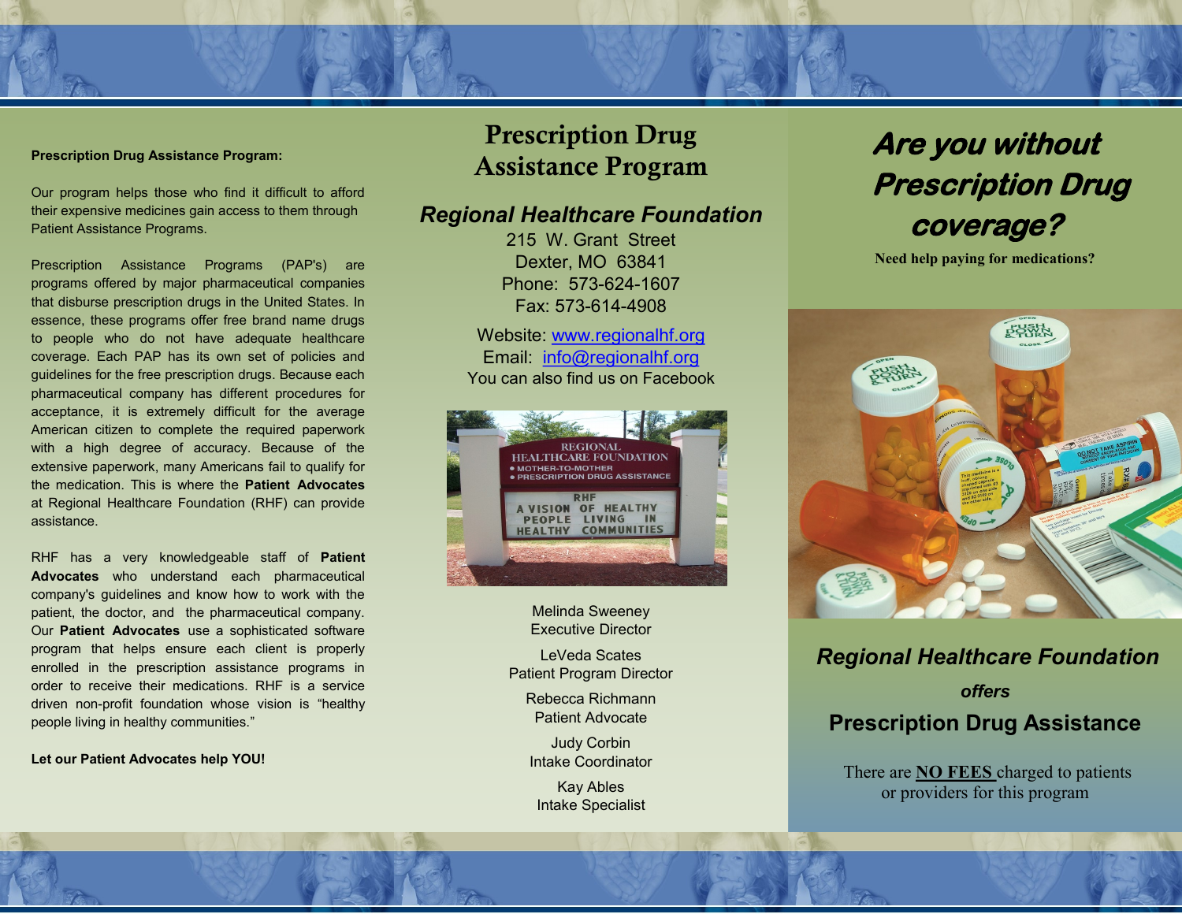**Prescription Drug Assistance Program:**

Our program helps those who find it difficult to afford their expensive medicines gain access to them through Patient Assistance Programs.

Prescription Assistance Programs (PAP's) are programs offered by major pharmaceutical companies that disburse prescription drugs in the United States. In essence, these programs offer free brand name drugs to people who do not have adequate healthcare coverage. Each PAP has its own set of policies and guidelines for the free prescription drugs. Because each pharmaceutical company has different procedures for acceptance, it is extremely difficult for the average American citizen to complete the required paperwork with a high degree of accuracy. Because of the extensive paperwork, many Americans fail to qualify for the medication. This is where the **Patient Advocates** at Regional Healthcare Foundation (RHF) can provide assistance.

RHF has a very knowledgeable staff of **Patient Advocates** who understand each pharmaceutical company's guidelines and know how to work with the patient, the doctor, and the pharmaceutical company. Our **Patient Advocates** use a sophisticated software program that helps ensure each client is properly enrolled in the prescription assistance programs in order to receive their medications. RHF is a service driven non-profit foundation whose vision is "healthy people living in healthy communities."

**Let our Patient Advocates help YOU!**

# Prescription Drug Assistance Program

## *Regional Healthcare Foundation*

215 W. Grant Street
Dexter, MO 63841
Phone: 573-624-1607
Fax: 573-614-4908

Website: www.regionalhf.org
Email: info@regionalhf.org
You can also find us on Facebook

Melinda Sweeney
Executive Director

LeVeda Scates
Patient Program Director

Rebecca Richmann
Patient Advocate

Judy Corbin
Intake Coordinator

Kay Ables
Intake Specialist

# *Are you without Prescription Drug coverage?*

**Need help paying for medications?**

## *Regional Healthcare Foundation*

*offers*

## Prescription Drug Assistance

There are **NO FEES** charged to patients or providers for this program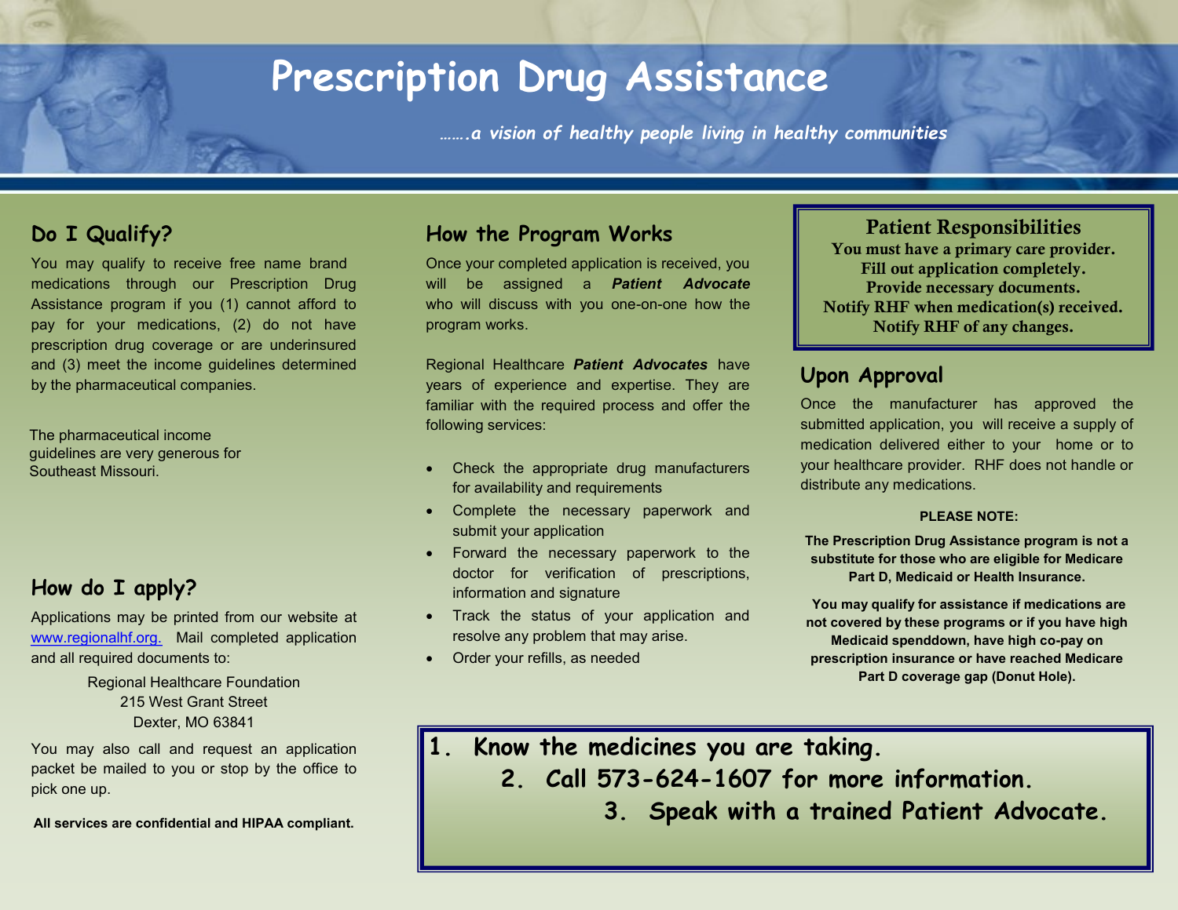# Prescription Drug Assistance

*…….a vision of healthy people living in healthy communities*

## Do I Qualify?

You may qualify to receive free name brand medications through our Prescription Drug Assistance program if you (1) cannot afford to pay for your medications, (2) do not have prescription drug coverage or are underinsured and (3) meet the income guidelines determined by the pharmaceutical companies.

The pharmaceutical income guidelines are very generous for Southeast Missouri.

## How do I apply?

Applications may be printed from our website at www.regionalhf.org. Mail completed application and all required documents to:

Regional Healthcare Foundation
215 West Grant Street
Dexter, MO 63841

You may also call and request an application packet be mailed to you or stop by the office to pick one up.

**All services are confidential and HIPAA compliant.**

## How the Program Works

Once your completed application is received, you will be assigned a ***Patient Advocate*** who will discuss with you one-on-one how the program works.

Regional Healthcare ***Patient Advocates*** have years of experience and expertise. They are familiar with the required process and offer the following services:

- Check the appropriate drug manufacturers for availability and requirements
- Complete the necessary paperwork and submit your application
- Forward the necessary paperwork to the doctor for verification of prescriptions, information and signature
- Track the status of your application and resolve any problem that may arise.
- Order your refills, as needed

## Patient Responsibilities

**You must have a primary care provider.**
**Fill out application completely.**
**Provide necessary documents.**
**Notify RHF when medication(s) received.**
**Notify RHF of any changes.**

## Upon Approval

Once the manufacturer has approved the submitted application, you will receive a supply of medication delivered either to your home or to your healthcare provider. RHF does not handle or distribute any medications.

**PLEASE NOTE:**

**The Prescription Drug Assistance program is not a substitute for those who are eligible for Medicare Part D, Medicaid or Health Insurance.**

**You may qualify for assistance if medications are not covered by these programs or if you have high Medicaid spenddown, have high co-pay on prescription insurance or have reached Medicare Part D coverage gap (Donut Hole).**

1. **Know the medicines you are taking.**
2. **Call 573-624-1607 for more information.**
3. **Speak with a trained Patient Advocate.**